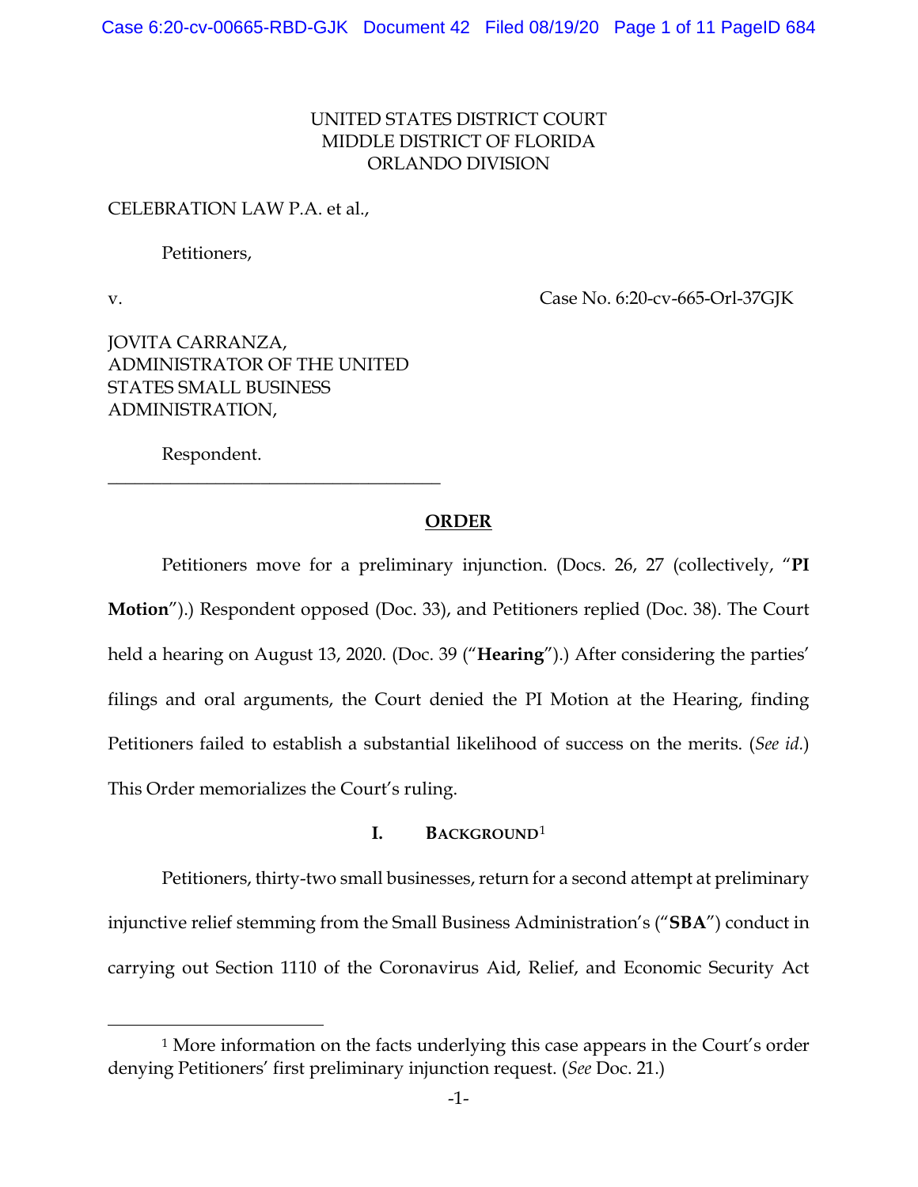UNITED STATES DISTRICT COURT
MIDDLE DISTRICT OF FLORIDA
ORLANDO DIVISION

CELEBRATION LAW P.A. et al.,

Petitioners,

v. Case No. 6:20-cv-665-Orl-37GJK

JOVITA CARRANZA,
ADMINISTRATOR OF THE UNITED STATES SMALL BUSINESS ADMINISTRATION,

Respondent.

---

## ORDER

Petitioners move for a preliminary injunction. (Docs. 26, 27 (collectively, "**PI Motion**").) Respondent opposed (Doc. 33), and Petitioners replied (Doc. 38). The Court held a hearing on August 13, 2020. (Doc. 39 ("**Hearing**").) After considering the parties' filings and oral arguments, the Court denied the PI Motion at the Hearing, finding Petitioners failed to establish a substantial likelihood of success on the merits. (*See id.*) This Order memorializes the Court's ruling.

### I. BACKGROUND[1]

Petitioners, thirty-two small businesses, return for a second attempt at preliminary injunctive relief stemming from the Small Business Administration's ("**SBA**") conduct in carrying out Section 1110 of the Coronavirus Aid, Relief, and Economic Security Act

[1] More information on the facts underlying this case appears in the Court's order denying Petitioners' first preliminary injunction request. (*See* Doc. 21.)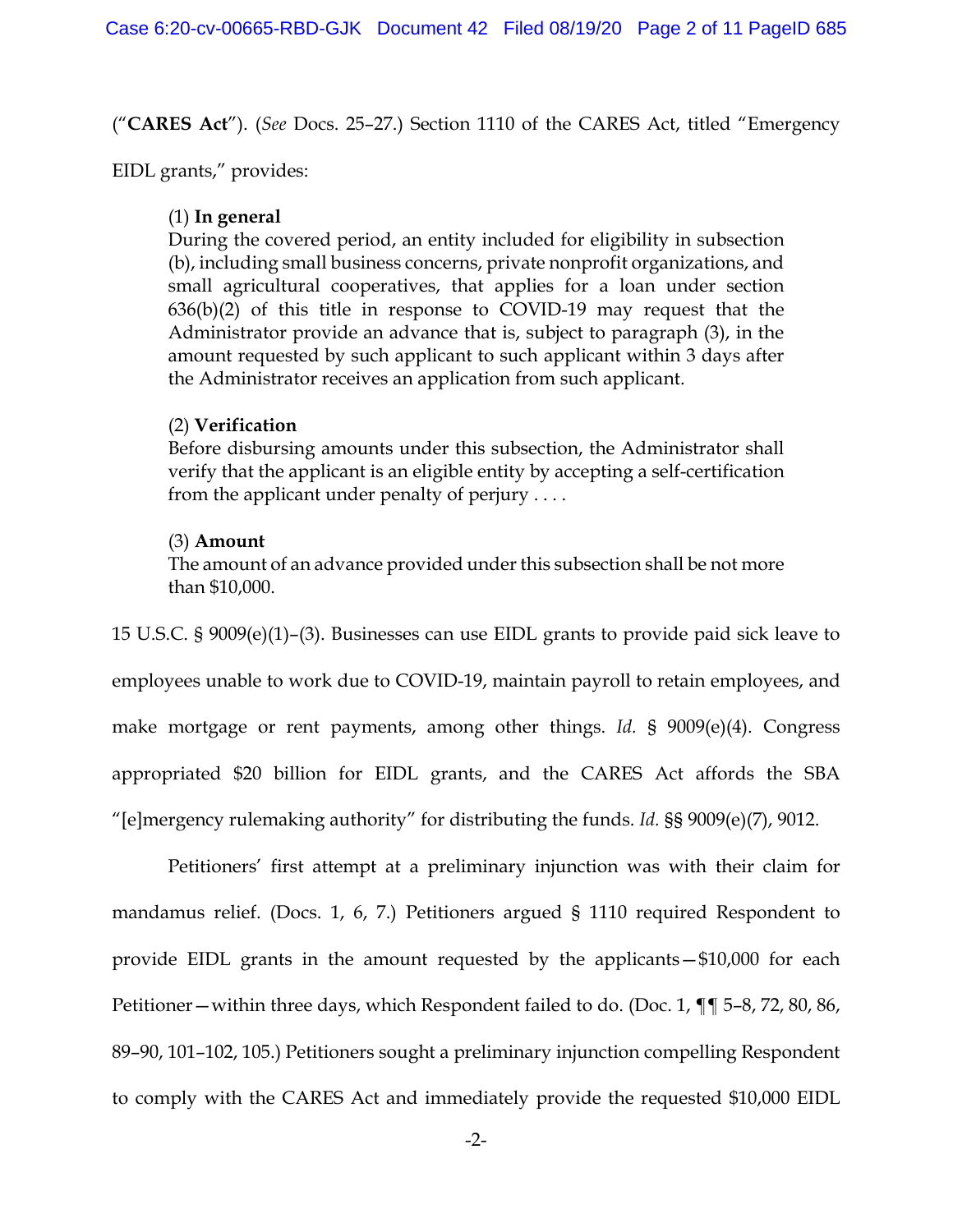("**CARES Act**"). (*See* Docs. 25–27.) Section 1110 of the CARES Act, titled "Emergency EIDL grants," provides:

> (1) **In general**
> During the covered period, an entity included for eligibility in subsection (b), including small business concerns, private nonprofit organizations, and small agricultural cooperatives, that applies for a loan under section 636(b)(2) of this title in response to COVID-19 may request that the Administrator provide an advance that is, subject to paragraph (3), in the amount requested by such applicant to such applicant within 3 days after the Administrator receives an application from such applicant.
>
> (2) **Verification**
> Before disbursing amounts under this subsection, the Administrator shall verify that the applicant is an eligible entity by accepting a self-certification from the applicant under penalty of perjury . . . .
>
> (3) **Amount**
> The amount of an advance provided under this subsection shall be not more than $10,000.

15 U.S.C. § 9009(e)(1)–(3). Businesses can use EIDL grants to provide paid sick leave to employees unable to work due to COVID-19, maintain payroll to retain employees, and make mortgage or rent payments, among other things. *Id.* § 9009(e)(4). Congress appropriated $20 billion for EIDL grants, and the CARES Act affords the SBA "[e]mergency rulemaking authority" for distributing the funds. *Id.* §§ 9009(e)(7), 9012.

Petitioners' first attempt at a preliminary injunction was with their claim for mandamus relief. (Docs. 1, 6, 7.) Petitioners argued § 1110 required Respondent to provide EIDL grants in the amount requested by the applicants—$10,000 for each Petitioner—within three days, which Respondent failed to do. (Doc. 1, ¶¶ 5–8, 72, 80, 86, 89–90, 101–102, 105.) Petitioners sought a preliminary injunction compelling Respondent to comply with the CARES Act and immediately provide the requested $10,000 EIDL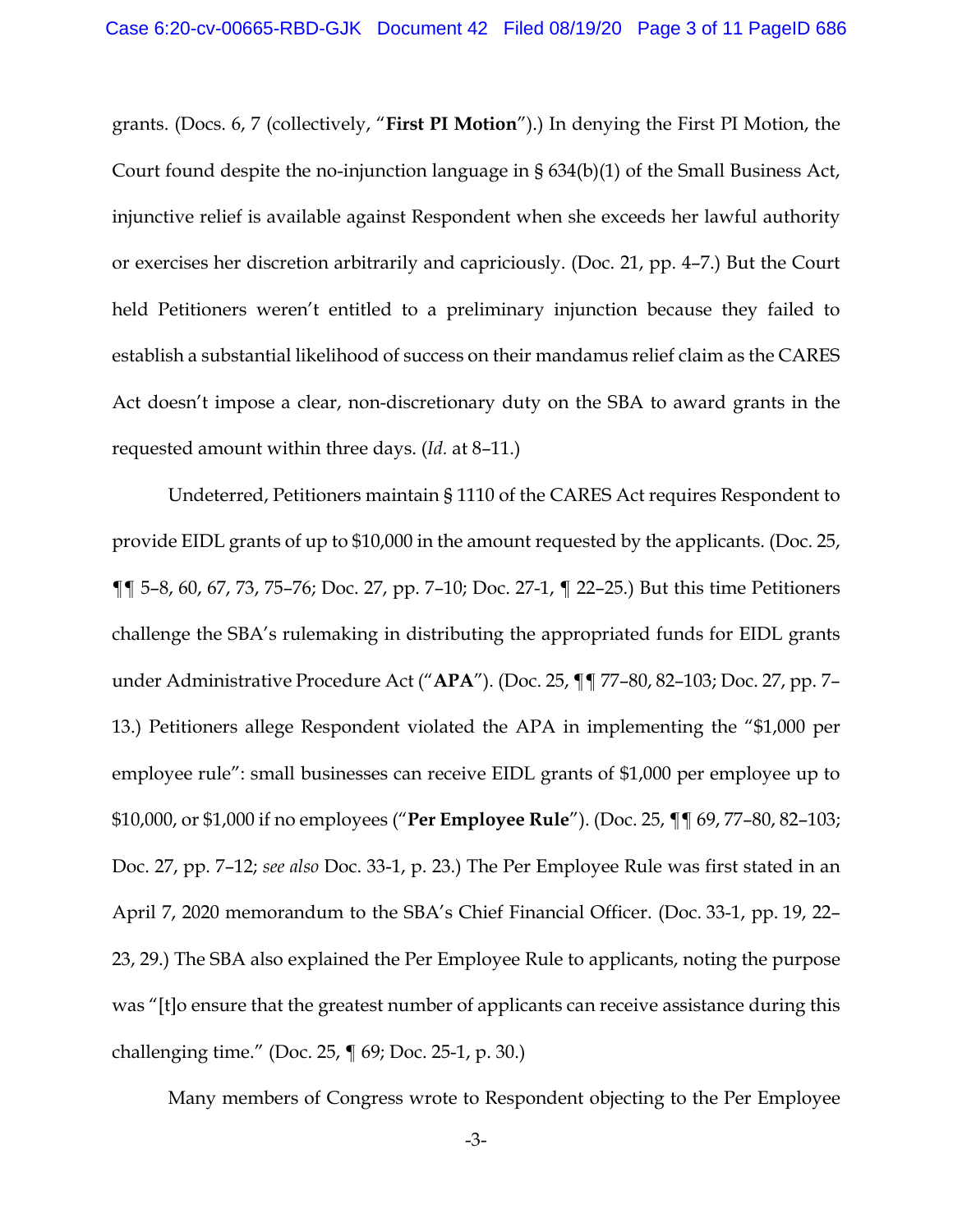grants. (Docs. 6, 7 (collectively, "**First PI Motion**").) In denying the First PI Motion, the Court found despite the no-injunction language in § 634(b)(1) of the Small Business Act, injunctive relief is available against Respondent when she exceeds her lawful authority or exercises her discretion arbitrarily and capriciously. (Doc. 21, pp. 4–7.) But the Court held Petitioners weren't entitled to a preliminary injunction because they failed to establish a substantial likelihood of success on their mandamus relief claim as the CARES Act doesn't impose a clear, non-discretionary duty on the SBA to award grants in the requested amount within three days. (*Id.* at 8–11.)

Undeterred, Petitioners maintain § 1110 of the CARES Act requires Respondent to provide EIDL grants of up to $10,000 in the amount requested by the applicants. (Doc. 25, ¶¶ 5–8, 60, 67, 73, 75–76; Doc. 27, pp. 7–10; Doc. 27-1, ¶ 22–25.) But this time Petitioners challenge the SBA's rulemaking in distributing the appropriated funds for EIDL grants under Administrative Procedure Act ("**APA**"). (Doc. 25, ¶¶ 77–80, 82–103; Doc. 27, pp. 7–13.) Petitioners allege Respondent violated the APA in implementing the "$1,000 per employee rule": small businesses can receive EIDL grants of $1,000 per employee up to $10,000, or $1,000 if no employees ("**Per Employee Rule**"). (Doc. 25, ¶¶ 69, 77–80, 82–103; Doc. 27, pp. 7–12; *see also* Doc. 33-1, p. 23.) The Per Employee Rule was first stated in an April 7, 2020 memorandum to the SBA's Chief Financial Officer. (Doc. 33-1, pp. 19, 22–23, 29.) The SBA also explained the Per Employee Rule to applicants, noting the purpose was "[t]o ensure that the greatest number of applicants can receive assistance during this challenging time." (Doc. 25, ¶ 69; Doc. 25-1, p. 30.)

Many members of Congress wrote to Respondent objecting to the Per Employee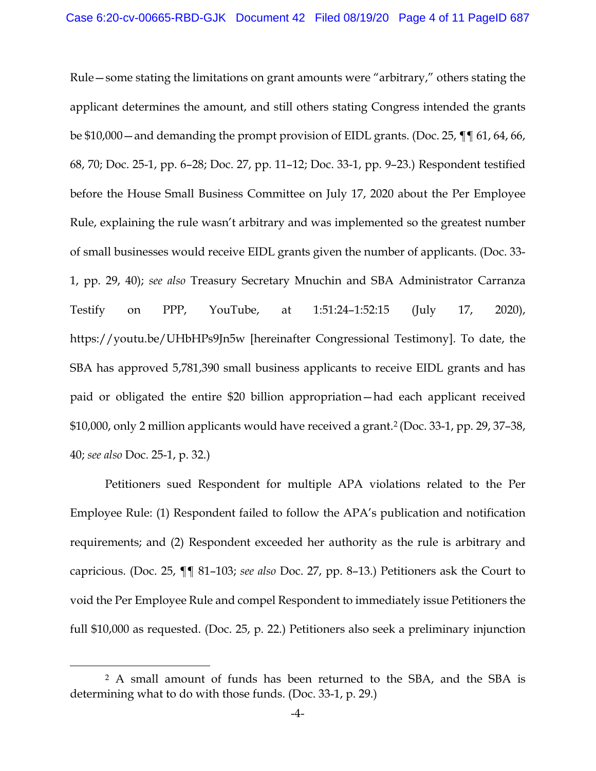Rule—some stating the limitations on grant amounts were "arbitrary," others stating the applicant determines the amount, and still others stating Congress intended the grants be $10,000—and demanding the prompt provision of EIDL grants. (Doc. 25, ¶¶ 61, 64, 66, 68, 70; Doc. 25-1, pp. 6–28; Doc. 27, pp. 11–12; Doc. 33-1, pp. 9–23.) Respondent testified before the House Small Business Committee on July 17, 2020 about the Per Employee Rule, explaining the rule wasn't arbitrary and was implemented so the greatest number of small businesses would receive EIDL grants given the number of applicants. (Doc. 33-1, pp. 29, 40); *see also* Treasury Secretary Mnuchin and SBA Administrator Carranza Testify on PPP, YouTube, at 1:51:24–1:52:15 (July 17, 2020), https://youtu.be/UHbHPs9Jn5w [hereinafter Congressional Testimony]. To date, the SBA has approved 5,781,390 small business applicants to receive EIDL grants and has paid or obligated the entire $20 billion appropriation—had each applicant received $10,000, only 2 million applicants would have received a grant.[2] (Doc. 33-1, pp. 29, 37–38, 40; *see also* Doc. 25-1, p. 32.)

Petitioners sued Respondent for multiple APA violations related to the Per Employee Rule: (1) Respondent failed to follow the APA's publication and notification requirements; and (2) Respondent exceeded her authority as the rule is arbitrary and capricious. (Doc. 25, ¶¶ 81–103; *see also* Doc. 27, pp. 8–13.) Petitioners ask the Court to void the Per Employee Rule and compel Respondent to immediately issue Petitioners the full $10,000 as requested. (Doc. 25, p. 22.) Petitioners also seek a preliminary injunction

---

[2] A small amount of funds has been returned to the SBA, and the SBA is determining what to do with those funds. (Doc. 33-1, p. 29.)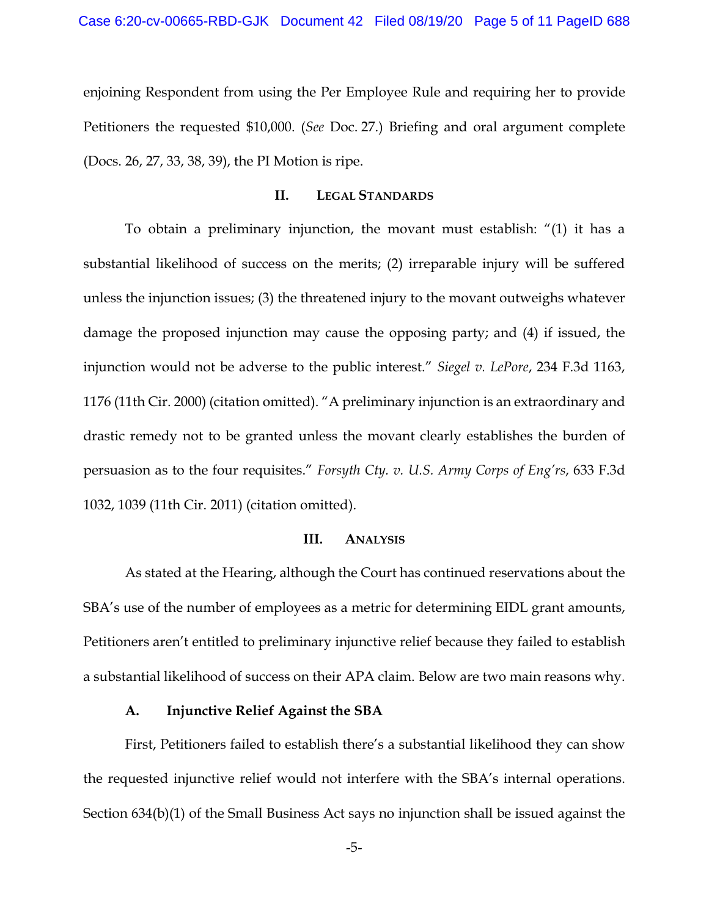enjoining Respondent from using the Per Employee Rule and requiring her to provide Petitioners the requested $10,000. (*See* Doc. 27.) Briefing and oral argument complete (Docs. 26, 27, 33, 38, 39), the PI Motion is ripe.

## II. Legal Standards

To obtain a preliminary injunction, the movant must establish: "(1) it has a substantial likelihood of success on the merits; (2) irreparable injury will be suffered unless the injunction issues; (3) the threatened injury to the movant outweighs whatever damage the proposed injunction may cause the opposing party; and (4) if issued, the injunction would not be adverse to the public interest." *Siegel v. LePore*, 234 F.3d 1163, 1176 (11th Cir. 2000) (citation omitted). "A preliminary injunction is an extraordinary and drastic remedy not to be granted unless the movant clearly establishes the burden of persuasion as to the four requisites." *Forsyth Cty. v. U.S. Army Corps of Eng'rs*, 633 F.3d 1032, 1039 (11th Cir. 2011) (citation omitted).

## III. Analysis

As stated at the Hearing, although the Court has continued reservations about the SBA's use of the number of employees as a metric for determining EIDL grant amounts, Petitioners aren't entitled to preliminary injunctive relief because they failed to establish a substantial likelihood of success on their APA claim. Below are two main reasons why.

### A. Injunctive Relief Against the SBA

First, Petitioners failed to establish there's a substantial likelihood they can show the requested injunctive relief would not interfere with the SBA's internal operations. Section 634(b)(1) of the Small Business Act says no injunction shall be issued against the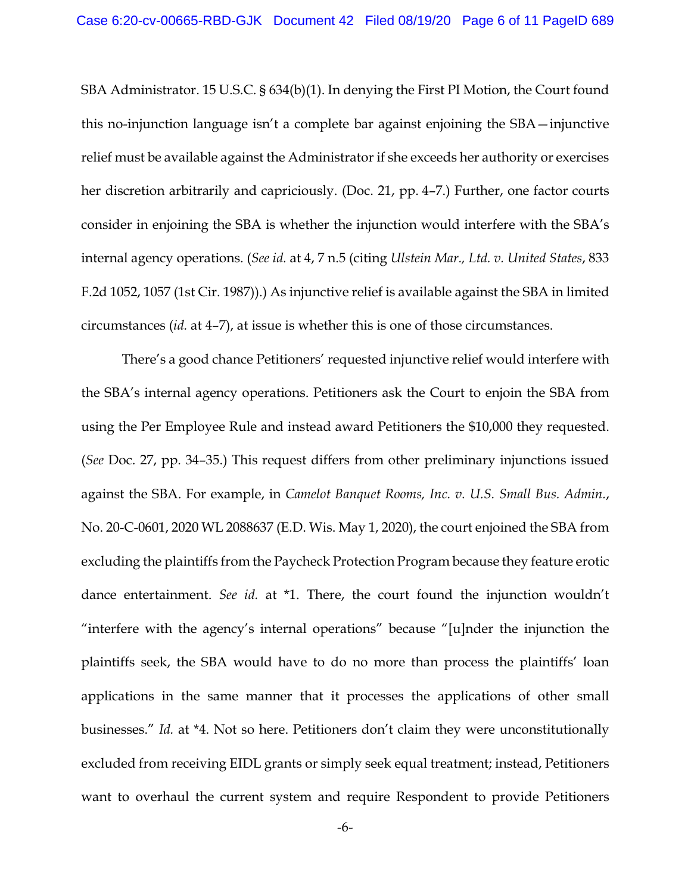SBA Administrator. 15 U.S.C. § 634(b)(1). In denying the First PI Motion, the Court found this no-injunction language isn't a complete bar against enjoining the SBA—injunctive relief must be available against the Administrator if she exceeds her authority or exercises her discretion arbitrarily and capriciously. (Doc. 21, pp. 4–7.) Further, one factor courts consider in enjoining the SBA is whether the injunction would interfere with the SBA's internal agency operations. (*See id.* at 4, 7 n.5 (citing *Ulstein Mar., Ltd. v. United States*, 833 F.2d 1052, 1057 (1st Cir. 1987)).) As injunctive relief is available against the SBA in limited circumstances (*id.* at 4–7), at issue is whether this is one of those circumstances.

There's a good chance Petitioners' requested injunctive relief would interfere with the SBA's internal agency operations. Petitioners ask the Court to enjoin the SBA from using the Per Employee Rule and instead award Petitioners the $10,000 they requested. (*See* Doc. 27, pp. 34–35.) This request differs from other preliminary injunctions issued against the SBA. For example, in *Camelot Banquet Rooms, Inc. v. U.S. Small Bus. Admin.*, No. 20-C-0601, 2020 WL 2088637 (E.D. Wis. May 1, 2020), the court enjoined the SBA from excluding the plaintiffs from the Paycheck Protection Program because they feature erotic dance entertainment. *See id.* at *1. There, the court found the injunction wouldn't "interfere with the agency's internal operations" because "[u]nder the injunction the plaintiffs seek, the SBA would have to do no more than process the plaintiffs' loan applications in the same manner that it processes the applications of other small businesses." *Id.* at *4. Not so here. Petitioners don't claim they were unconstitutionally excluded from receiving EIDL grants or simply seek equal treatment; instead, Petitioners want to overhaul the current system and require Respondent to provide Petitioners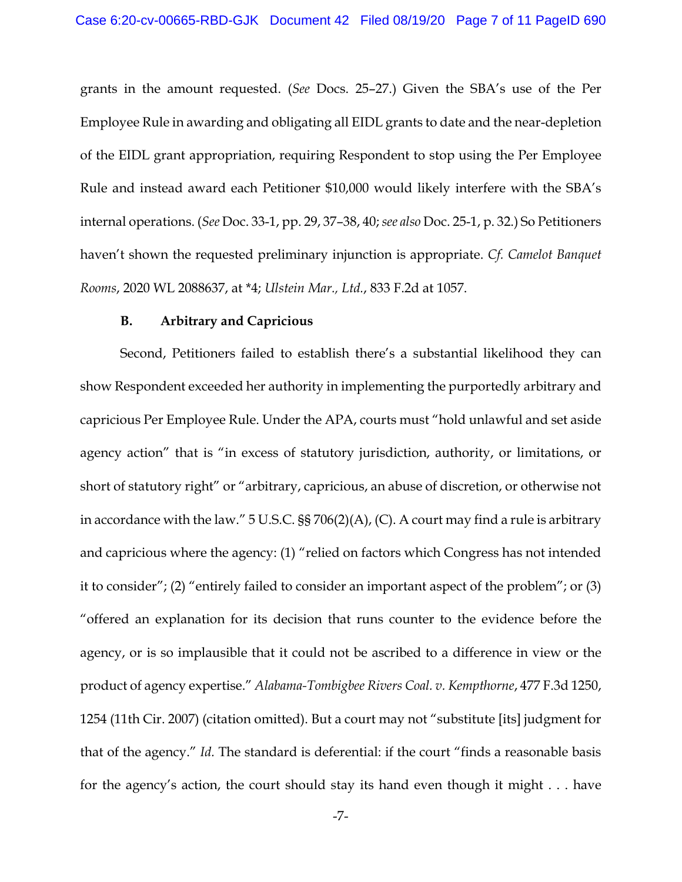grants in the amount requested. (*See* Docs. 25–27.) Given the SBA's use of the Per Employee Rule in awarding and obligating all EIDL grants to date and the near-depletion of the EIDL grant appropriation, requiring Respondent to stop using the Per Employee Rule and instead award each Petitioner $10,000 would likely interfere with the SBA's internal operations. (*See* Doc. 33-1, pp. 29, 37–38, 40; *see also* Doc. 25-1, p. 32.) So Petitioners haven't shown the requested preliminary injunction is appropriate. *Cf. Camelot Banquet Rooms*, 2020 WL 2088637, at *4; *Ulstein Mar., Ltd.*, 833 F.2d at 1057.

### B. Arbitrary and Capricious

Second, Petitioners failed to establish there's a substantial likelihood they can show Respondent exceeded her authority in implementing the purportedly arbitrary and capricious Per Employee Rule. Under the APA, courts must "hold unlawful and set aside agency action" that is "in excess of statutory jurisdiction, authority, or limitations, or short of statutory right" or "arbitrary, capricious, an abuse of discretion, or otherwise not in accordance with the law." 5 U.S.C. §§ 706(2)(A), (C). A court may find a rule is arbitrary and capricious where the agency: (1) "relied on factors which Congress has not intended it to consider"; (2) "entirely failed to consider an important aspect of the problem"; or (3) "offered an explanation for its decision that runs counter to the evidence before the agency, or is so implausible that it could not be ascribed to a difference in view or the product of agency expertise." *Alabama-Tombigbee Rivers Coal. v. Kempthorne*, 477 F.3d 1250, 1254 (11th Cir. 2007) (citation omitted). But a court may not "substitute [its] judgment for that of the agency." *Id.* The standard is deferential: if the court "finds a reasonable basis for the agency's action, the court should stay its hand even though it might . . . have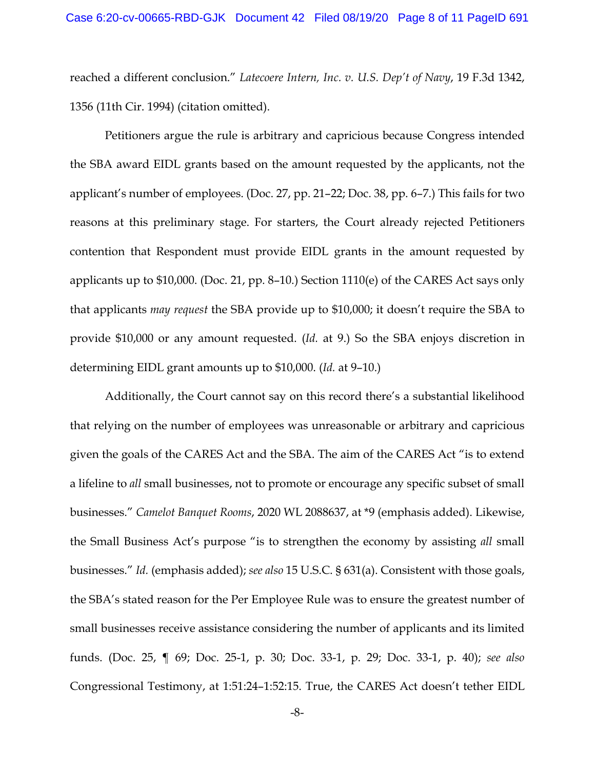reached a different conclusion." *Latecoere Intern, Inc. v. U.S. Dep't of Navy*, 19 F.3d 1342, 1356 (11th Cir. 1994) (citation omitted).

Petitioners argue the rule is arbitrary and capricious because Congress intended the SBA award EIDL grants based on the amount requested by the applicants, not the applicant's number of employees. (Doc. 27, pp. 21–22; Doc. 38, pp. 6–7.) This fails for two reasons at this preliminary stage. For starters, the Court already rejected Petitioners contention that Respondent must provide EIDL grants in the amount requested by applicants up to $10,000. (Doc. 21, pp. 8–10.) Section 1110(e) of the CARES Act says only that applicants *may request* the SBA provide up to $10,000; it doesn't require the SBA to provide $10,000 or any amount requested. (*Id.* at 9.) So the SBA enjoys discretion in determining EIDL grant amounts up to $10,000. (*Id.* at 9–10.)

Additionally, the Court cannot say on this record there's a substantial likelihood that relying on the number of employees was unreasonable or arbitrary and capricious given the goals of the CARES Act and the SBA. The aim of the CARES Act "is to extend a lifeline to *all* small businesses, not to promote or encourage any specific subset of small businesses." *Camelot Banquet Rooms*, 2020 WL 2088637, at *9 (emphasis added). Likewise, the Small Business Act's purpose "is to strengthen the economy by assisting *all* small businesses." *Id.* (emphasis added); *see also* 15 U.S.C. § 631(a). Consistent with those goals, the SBA's stated reason for the Per Employee Rule was to ensure the greatest number of small businesses receive assistance considering the number of applicants and its limited funds. (Doc. 25, ¶ 69; Doc. 25-1, p. 30; Doc. 33-1, p. 29; Doc. 33-1, p. 40); *see also* Congressional Testimony, at 1:51:24–1:52:15. True, the CARES Act doesn't tether EIDL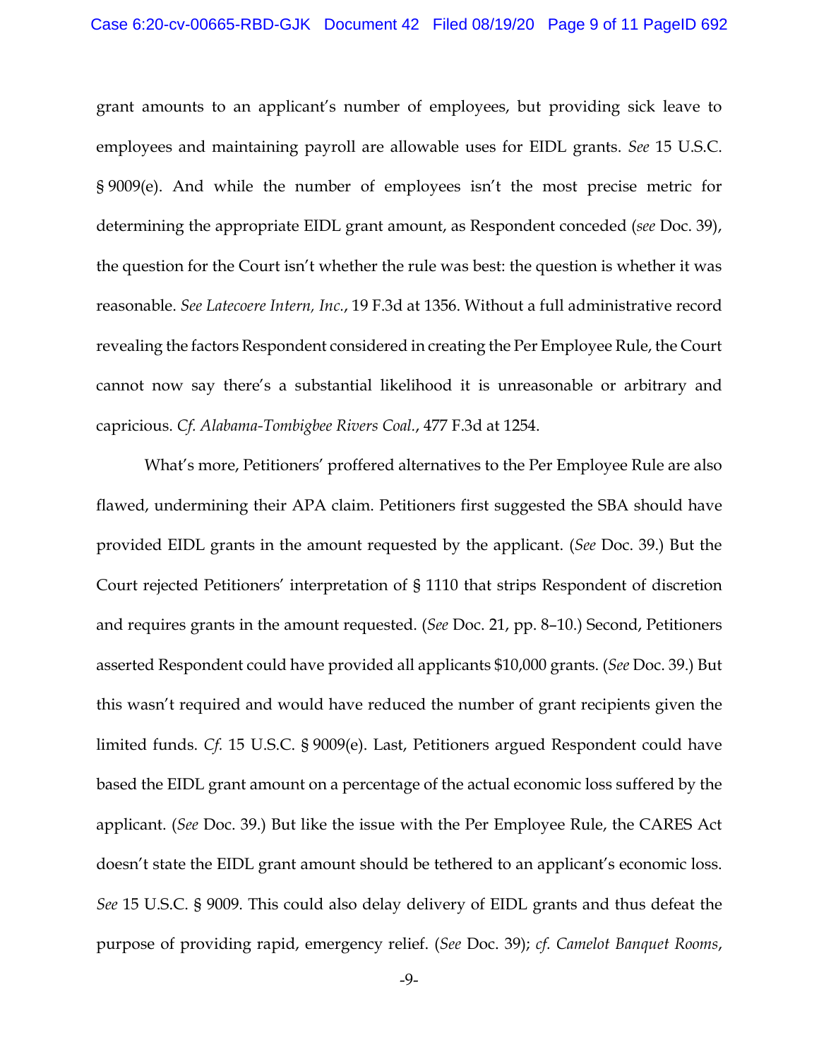grant amounts to an applicant's number of employees, but providing sick leave to employees and maintaining payroll are allowable uses for EIDL grants. *See* 15 U.S.C. § 9009(e). And while the number of employees isn't the most precise metric for determining the appropriate EIDL grant amount, as Respondent conceded (*see* Doc. 39), the question for the Court isn't whether the rule was best: the question is whether it was reasonable. *See Latecoere Intern, Inc.*, 19 F.3d at 1356. Without a full administrative record revealing the factors Respondent considered in creating the Per Employee Rule, the Court cannot now say there's a substantial likelihood it is unreasonable or arbitrary and capricious. *Cf. Alabama-Tombigbee Rivers Coal.*, 477 F.3d at 1254.

What's more, Petitioners' proffered alternatives to the Per Employee Rule are also flawed, undermining their APA claim. Petitioners first suggested the SBA should have provided EIDL grants in the amount requested by the applicant. (*See* Doc. 39.) But the Court rejected Petitioners' interpretation of § 1110 that strips Respondent of discretion and requires grants in the amount requested. (*See* Doc. 21, pp. 8–10.) Second, Petitioners asserted Respondent could have provided all applicants $10,000 grants. (*See* Doc. 39.) But this wasn't required and would have reduced the number of grant recipients given the limited funds. *Cf.* 15 U.S.C. § 9009(e). Last, Petitioners argued Respondent could have based the EIDL grant amount on a percentage of the actual economic loss suffered by the applicant. (*See* Doc. 39.) But like the issue with the Per Employee Rule, the CARES Act doesn't state the EIDL grant amount should be tethered to an applicant's economic loss. *See* 15 U.S.C. § 9009. This could also delay delivery of EIDL grants and thus defeat the purpose of providing rapid, emergency relief. (*See* Doc. 39); *cf. Camelot Banquet Rooms*,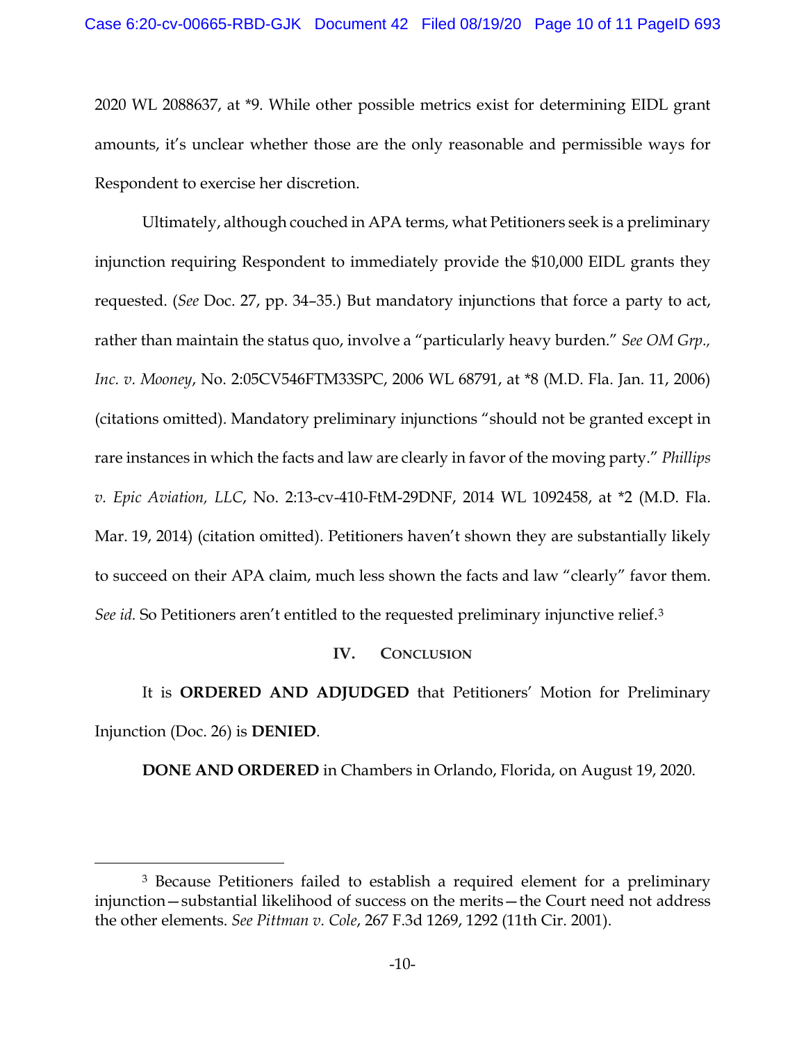2020 WL 2088637, at *9. While other possible metrics exist for determining EIDL grant amounts, it's unclear whether those are the only reasonable and permissible ways for Respondent to exercise her discretion.

Ultimately, although couched in APA terms, what Petitioners seek is a preliminary injunction requiring Respondent to immediately provide the $10,000 EIDL grants they requested. (*See* Doc. 27, pp. 34–35.) But mandatory injunctions that force a party to act, rather than maintain the status quo, involve a "particularly heavy burden." *See OM Grp., Inc. v. Mooney*, No. 2:05CV546FTM33SPC, 2006 WL 68791, at *8 (M.D. Fla. Jan. 11, 2006) (citations omitted). Mandatory preliminary injunctions "should not be granted except in rare instances in which the facts and law are clearly in favor of the moving party." *Phillips v. Epic Aviation, LLC*, No. 2:13-cv-410-FtM-29DNF, 2014 WL 1092458, at *2 (M.D. Fla. Mar. 19, 2014) (citation omitted). Petitioners haven't shown they are substantially likely to succeed on their APA claim, much less shown the facts and law "clearly" favor them. *See id.* So Petitioners aren't entitled to the requested preliminary injunctive relief.[3]

## IV. CONCLUSION

It is **ORDERED AND ADJUDGED** that Petitioners' Motion for Preliminary Injunction (Doc. 26) is **DENIED**.

**DONE AND ORDERED** in Chambers in Orlando, Florida, on August 19, 2020.

---

[3] Because Petitioners failed to establish a required element for a preliminary injunction—substantial likelihood of success on the merits—the Court need not address the other elements. *See Pittman v. Cole*, 267 F.3d 1269, 1292 (11th Cir. 2001).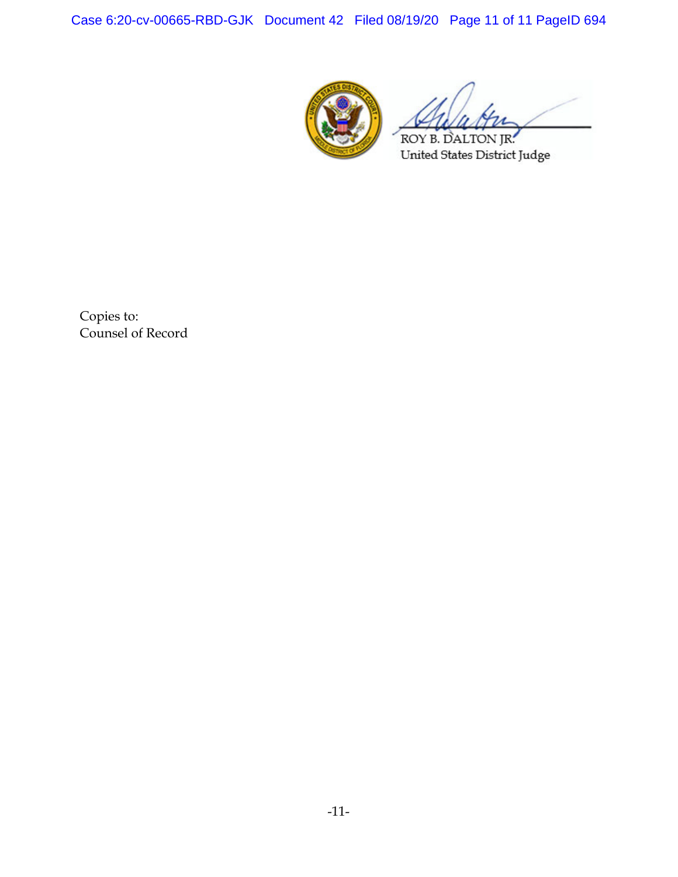ROY B. DALTON JR.
United States District Judge

Copies to:
Counsel of Record